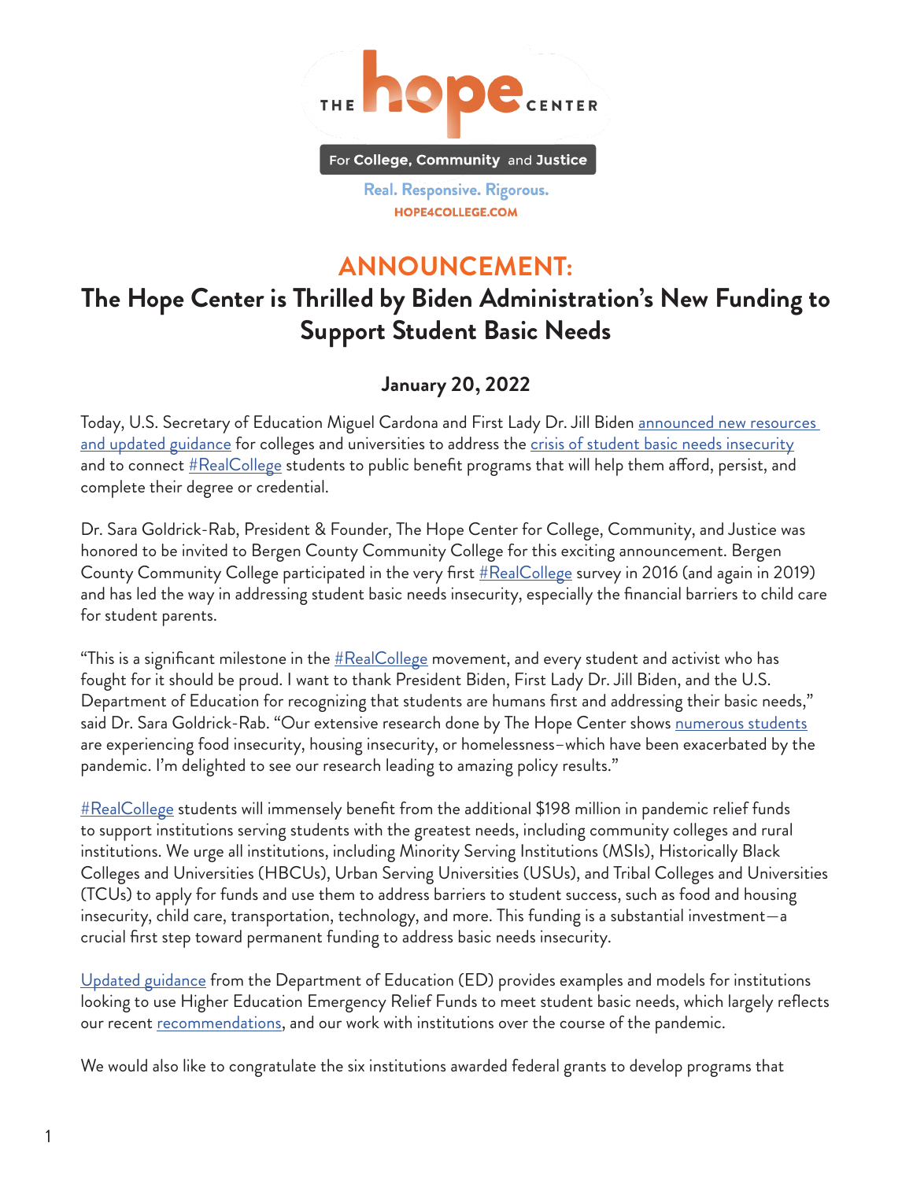THE hope CENTER

For College, Community and Justice

Real. Responsive. Rigorous.

HOPE4COLLEGE.COM

# ANNOUNCEMENT:

## The Hope Center is Thrilled by Biden Administration's New Funding to Support Student Basic Needs

### January 20, 2022

Today, U.S. Secretary of Education Miguel Cardona and First Lady Dr. Jill Biden announced new resources and updated guidance for colleges and universities to address the crisis of student basic needs insecurity and to connect #RealCollege students to public benefit programs that will help them afford, persist, and complete their degree or credential.

Dr. Sara Goldrick-Rab, President & Founder, The Hope Center for College, Community, and Justice was honored to be invited to Bergen County Community College for this exciting announcement. Bergen County Community College participated in the very first #RealCollege survey in 2016 (and again in 2019) and has led the way in addressing student basic needs insecurity, especially the financial barriers to child care for student parents.

"This is a significant milestone in the #RealCollege movement, and every student and activist who has fought for it should be proud. I want to thank President Biden, First Lady Dr. Jill Biden, and the U.S. Department of Education for recognizing that students are humans first and addressing their basic needs," said Dr. Sara Goldrick-Rab. "Our extensive research done by The Hope Center shows numerous students are experiencing food insecurity, housing insecurity, or homelessness–which have been exacerbated by the pandemic. I'm delighted to see our research leading to amazing policy results."

#RealCollege students will immensely benefit from the additional $198 million in pandemic relief funds to support institutions serving students with the greatest needs, including community colleges and rural institutions. We urge all institutions, including Minority Serving Institutions (MSIs), Historically Black Colleges and Universities (HBCUs), Urban Serving Universities (USUs), and Tribal Colleges and Universities (TCUs) to apply for funds and use them to address barriers to student success, such as food and housing insecurity, child care, transportation, technology, and more. This funding is a substantial investment—a crucial first step toward permanent funding to address basic needs insecurity.

Updated guidance from the Department of Education (ED) provides examples and models for institutions looking to use Higher Education Emergency Relief Funds to meet student basic needs, which largely reflects our recent recommendations, and our work with institutions over the course of the pandemic.

We would also like to congratulate the six institutions awarded federal grants to develop programs that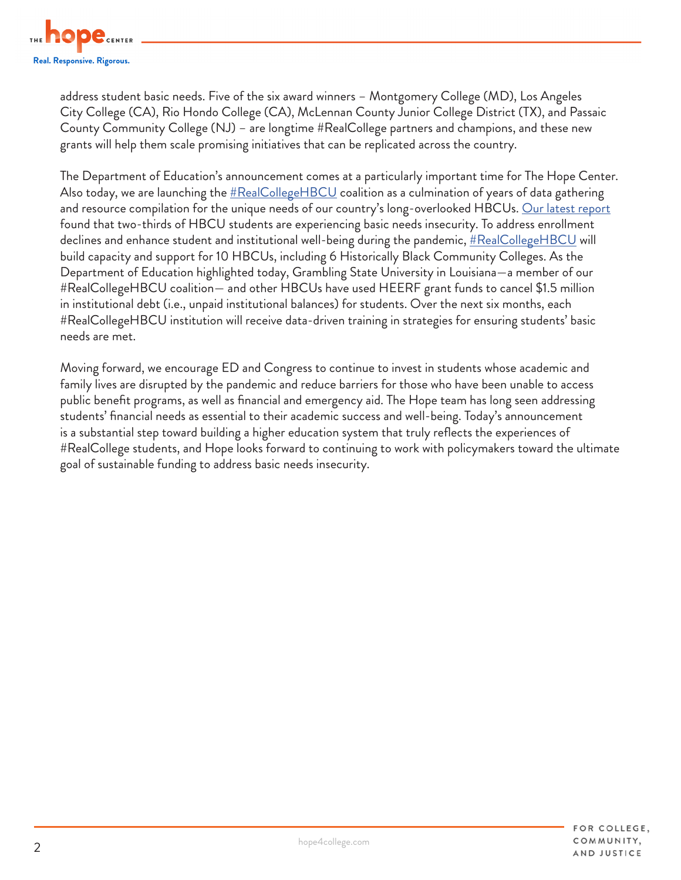address student basic needs. Five of the six award winners – Montgomery College (MD), Los Angeles City College (CA), Rio Hondo College (CA), McLennan County Junior College District (TX), and Passaic County Community College (NJ) – are longtime #RealCollege partners and champions, and these new grants will help them scale promising initiatives that can be replicated across the country.

The Department of Education's announcement comes at a particularly important time for The Hope Center. Also today, we are launching the #RealCollegeHBCU coalition as a culmination of years of data gathering and resource compilation for the unique needs of our country's long-overlooked HBCUs. Our latest report found that two-thirds of HBCU students are experiencing basic needs insecurity. To address enrollment declines and enhance student and institutional well-being during the pandemic, #RealCollegeHBCU will build capacity and support for 10 HBCUs, including 6 Historically Black Community Colleges. As the Department of Education highlighted today, Grambling State University in Louisiana—a member of our #RealCollegeHBCU coalition— and other HBCUs have used HEERF grant funds to cancel $1.5 million in institutional debt (i.e., unpaid institutional balances) for students. Over the next six months, each #RealCollegeHBCU institution will receive data-driven training in strategies for ensuring students' basic needs are met.

Moving forward, we encourage ED and Congress to continue to invest in students whose academic and family lives are disrupted by the pandemic and reduce barriers for those who have been unable to access public benefit programs, as well as financial and emergency aid. The Hope team has long seen addressing students' financial needs as essential to their academic success and well-being. Today's announcement is a substantial step toward building a higher education system that truly reflects the experiences of #RealCollege students, and Hope looks forward to continuing to work with policymakers toward the ultimate goal of sustainable funding to address basic needs insecurity.